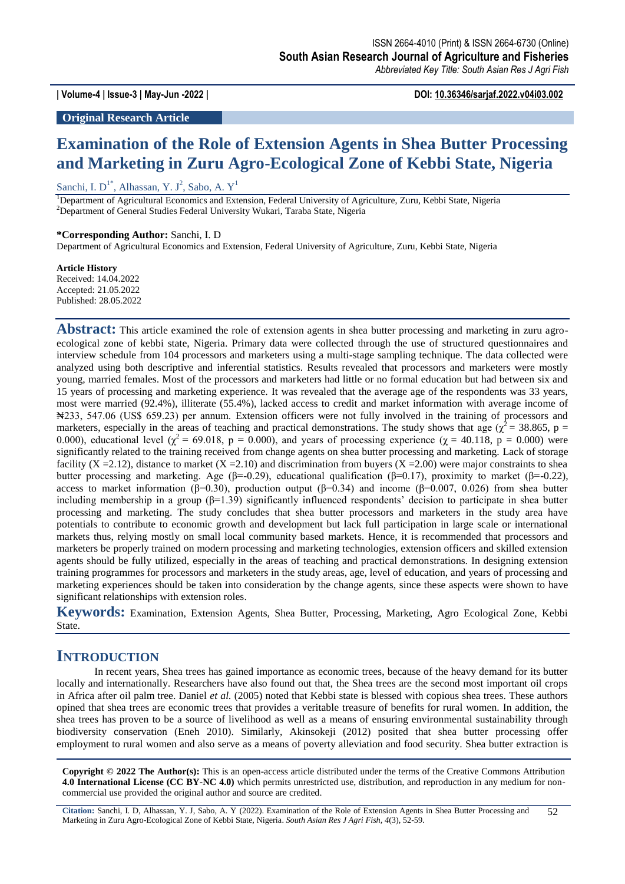ISSN 2664-4010 (Print) & ISSN 2664-6730 (Online)
**South Asian Research Journal of Agriculture and Fisheries**
*Abbreviated Key Title: South Asian Res J Agri Fish*

**| Volume-4 | Issue-3 | May-Jun -2022 |** **DOI: 10.36346/sarjaf.2022.v04i03.002**

**Original Research Article**

# Examination of the Role of Extension Agents in Shea Butter Processing and Marketing in Zuru Agro-Ecological Zone of Kebbi State, Nigeria

Sanchi, I. D[1*], Alhassan, Y. J[2], Sabo, A. Y[1]

[1]Department of Agricultural Economics and Extension, Federal University of Agriculture, Zuru, Kebbi State, Nigeria
[2]Department of General Studies Federal University Wukari, Taraba State, Nigeria

**\*Corresponding Author:** Sanchi, I. D
Department of Agricultural Economics and Extension, Federal University of Agriculture, Zuru, Kebbi State, Nigeria

**Article History**
Received: 14.04.2022
Accepted: 21.05.2022
Published: 28.05.2022

**Abstract:** This article examined the role of extension agents in shea butter processing and marketing in zuru agro-ecological zone of kebbi state, Nigeria. Primary data were collected through the use of structured questionnaires and interview schedule from 104 processors and marketers using a multi-stage sampling technique. The data collected were analyzed using both descriptive and inferential statistics. Results revealed that processors and marketers were mostly young, married females. Most of the processors and marketers had little or no formal education but had between six and 15 years of processing and marketing experience. It was revealed that the average age of the respondents was 33 years, most were married (92.4%), illiterate (55.4%), lacked access to credit and market information with average income of ₦233, 547.06 (US$ 659.23) per annum. Extension officers were not fully involved in the training of processors and marketers, especially in the areas of teaching and practical demonstrations. The study shows that age ($\chi^2 = 38.865$, $p = 0.000$), educational level ($\chi^2 = 69.018$, $p = 0.000$), and years of processing experience ($\chi = 40.118$, $p = 0.000$) were significantly related to the training received from change agents on shea butter processing and marketing. Lack of storage facility ($X = 2.12$), distance to market ($X = 2.10$) and discrimination from buyers ($X = 2.00$) were major constraints to shea butter processing and marketing. Age ($\beta = -0.29$), educational qualification ($\beta = 0.17$), proximity to market ($\beta = -0.22$), access to market information ($\beta = 0.30$), production output ($\beta = 0.34$) and income ($\beta = 0.007$, $0.026$) from shea butter including membership in a group ($\beta = 1.39$) significantly influenced respondents' decision to participate in shea butter processing and marketing. The study concludes that shea butter processors and marketers in the study area have potentials to contribute to economic growth and development but lack full participation in large scale or international markets thus, relying mostly on small local community based markets. Hence, it is recommended that processors and marketers be properly trained on modern processing and marketing technologies, extension officers and skilled extension agents should be fully utilized, especially in the areas of teaching and practical demonstrations. In designing extension training programmes for processors and marketers in the study areas, age, level of education, and years of processing and marketing experiences should be taken into consideration by the change agents, since these aspects were shown to have significant relationships with extension roles.

**Keywords:** Examination, Extension Agents, Shea Butter, Processing, Marketing, Agro Ecological Zone, Kebbi State.

## INTRODUCTION

In recent years, Shea trees has gained importance as economic trees, because of the heavy demand for its butter locally and internationally. Researchers have also found out that, the Shea trees are the second most important oil crops in Africa after oil palm tree. Daniel *et al.* (2005) noted that Kebbi state is blessed with copious shea trees. These authors opined that shea trees are economic trees that provides a veritable treasure of benefits for rural women. In addition, the shea trees has proven to be a source of livelihood as well as a means of ensuring environmental sustainability through biodiversity conservation (Eneh 2010). Similarly, Akinsokeji (2012) posited that shea butter processing offer employment to rural women and also serve as a means of poverty alleviation and food security. Shea butter extraction is

**Copyright © 2022 The Author(s):** This is an open-access article distributed under the terms of the Creative Commons Attribution **4.0 International License (CC BY-NC 4.0)** which permits unrestricted use, distribution, and reproduction in any medium for non-commercial use provided the original author and source are credited.

**Citation:** Sanchi, I. D, Alhassan, Y. J, Sabo, A. Y (2022). Examination of the Role of Extension Agents in Shea Butter Processing and Marketing in Zuru Agro-Ecological Zone of Kebbi State, Nigeria. *South Asian Res J Agri Fish, 4*(3), 52-59.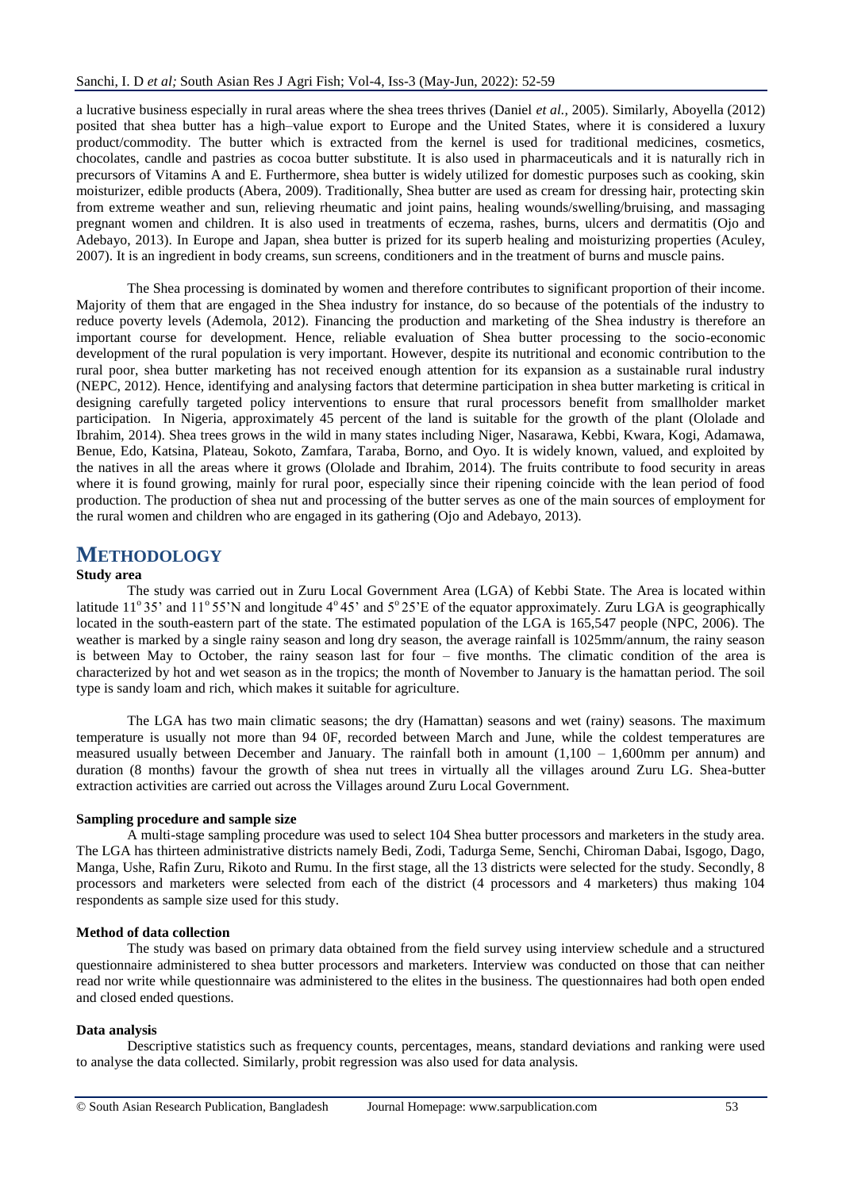a lucrative business especially in rural areas where the shea trees thrives (Daniel *et al.,* 2005). Similarly, Aboyella (2012) posited that shea butter has a high–value export to Europe and the United States, where it is considered a luxury product/commodity. The butter which is extracted from the kernel is used for traditional medicines, cosmetics, chocolates, candle and pastries as cocoa butter substitute. It is also used in pharmaceuticals and it is naturally rich in precursors of Vitamins A and E. Furthermore, shea butter is widely utilized for domestic purposes such as cooking, skin moisturizer, edible products (Abera, 2009). Traditionally, Shea butter are used as cream for dressing hair, protecting skin from extreme weather and sun, relieving rheumatic and joint pains, healing wounds/swelling/bruising, and massaging pregnant women and children. It is also used in treatments of eczema, rashes, burns, ulcers and dermatitis (Ojo and Adebayo, 2013). In Europe and Japan, shea butter is prized for its superb healing and moisturizing properties (Aculey, 2007). It is an ingredient in body creams, sun screens, conditioners and in the treatment of burns and muscle pains.

The Shea processing is dominated by women and therefore contributes to significant proportion of their income. Majority of them that are engaged in the Shea industry for instance, do so because of the potentials of the industry to reduce poverty levels (Ademola, 2012). Financing the production and marketing of the Shea industry is therefore an important course for development. Hence, reliable evaluation of Shea butter processing to the socio-economic development of the rural population is very important. However, despite its nutritional and economic contribution to the rural poor, shea butter marketing has not received enough attention for its expansion as a sustainable rural industry (NEPC, 2012). Hence, identifying and analysing factors that determine participation in shea butter marketing is critical in designing carefully targeted policy interventions to ensure that rural processors benefit from smallholder market participation. In Nigeria, approximately 45 percent of the land is suitable for the growth of the plant (Ololade and Ibrahim, 2014). Shea trees grows in the wild in many states including Niger, Nasarawa, Kebbi, Kwara, Kogi, Adamawa, Benue, Edo, Katsina, Plateau, Sokoto, Zamfara, Taraba, Borno, and Oyo. It is widely known, valued, and exploited by the natives in all the areas where it grows (Ololade and Ibrahim, 2014). The fruits contribute to food security in areas where it is found growing, mainly for rural poor, especially since their ripening coincide with the lean period of food production. The production of shea nut and processing of the butter serves as one of the main sources of employment for the rural women and children who are engaged in its gathering (Ojo and Adebayo, 2013).

# METHODOLOGY

### Study area

The study was carried out in Zuru Local Government Area (LGA) of Kebbi State. The Area is located within latitude 11$^{o}$35' and 11$^{o}$55'N and longitude 4$^{o}$45' and 5$^{o}$25'E of the equator approximately. Zuru LGA is geographically located in the south-eastern part of the state. The estimated population of the LGA is 165,547 people (NPC, 2006). The weather is marked by a single rainy season and long dry season, the average rainfall is 1025mm/annum, the rainy season is between May to October, the rainy season last for four – five months. The climatic condition of the area is characterized by hot and wet season as in the tropics; the month of November to January is the hamattan period. The soil type is sandy loam and rich, which makes it suitable for agriculture.

The LGA has two main climatic seasons; the dry (Hamattan) seasons and wet (rainy) seasons. The maximum temperature is usually not more than 94 0F, recorded between March and June, while the coldest temperatures are measured usually between December and January. The rainfall both in amount (1,100 – 1,600mm per annum) and duration (8 months) favour the growth of shea nut trees in virtually all the villages around Zuru LG. Shea-butter extraction activities are carried out across the Villages around Zuru Local Government.

### Sampling procedure and sample size

A multi-stage sampling procedure was used to select 104 Shea butter processors and marketers in the study area. The LGA has thirteen administrative districts namely Bedi, Zodi, Tadurga Seme, Senchi, Chiroman Dabai, Isgogo, Dago, Manga, Ushe, Rafin Zuru, Rikoto and Rumu. In the first stage, all the 13 districts were selected for the study. Secondly, 8 processors and marketers were selected from each of the district (4 processors and 4 marketers) thus making 104 respondents as sample size used for this study.

### Method of data collection

The study was based on primary data obtained from the field survey using interview schedule and a structured questionnaire administered to shea butter processors and marketers. Interview was conducted on those that can neither read nor write while questionnaire was administered to the elites in the business. The questionnaires had both open ended and closed ended questions.

### Data analysis

Descriptive statistics such as frequency counts, percentages, means, standard deviations and ranking were used to analyse the data collected. Similarly, probit regression was also used for data analysis.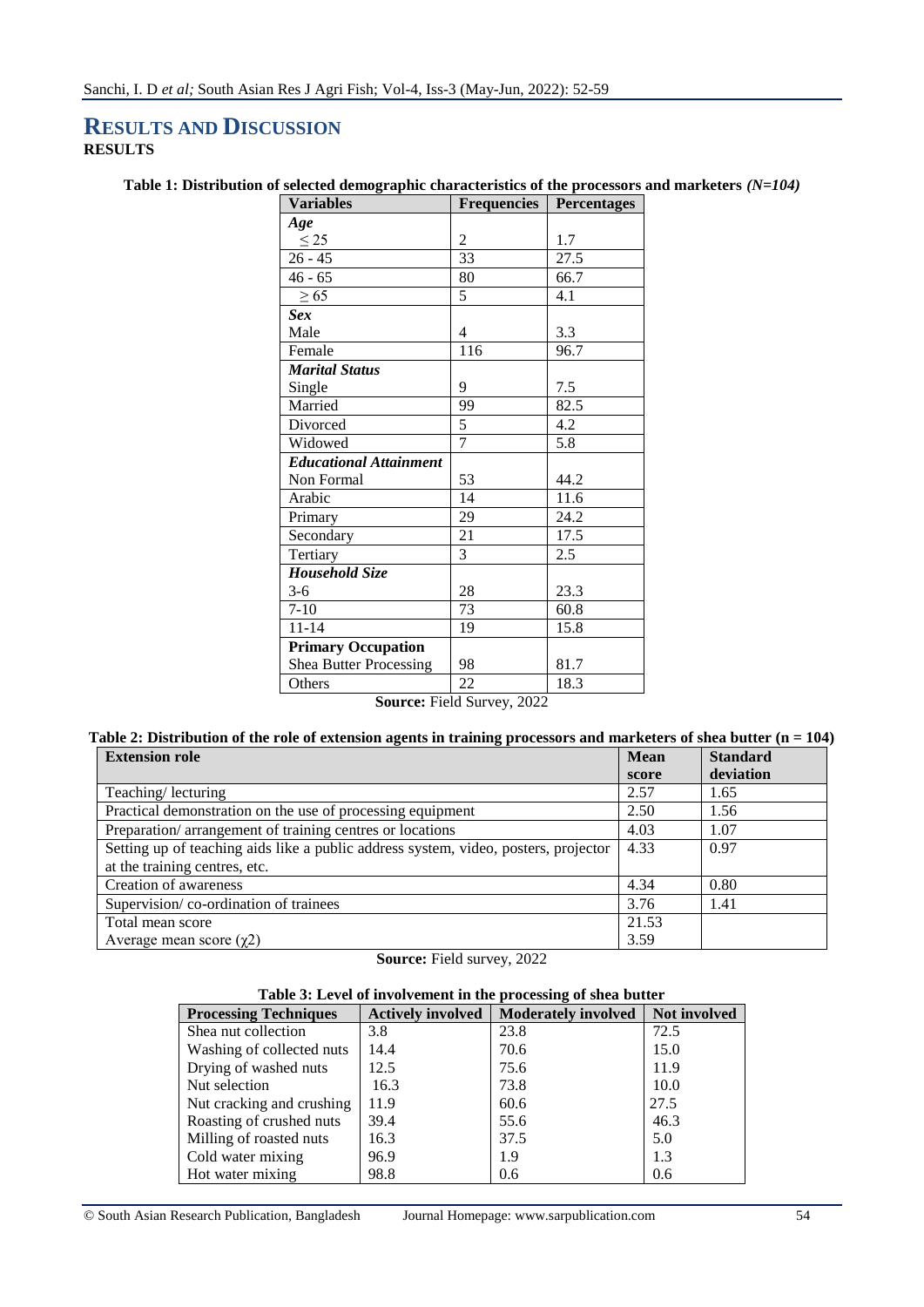# RESULTS AND DISCUSSION

## RESULTS

**Table 1: Distribution of selected demographic characteristics of the processors and marketers *(N=104)***

| Variables | Frequencies | Percentages |
|---|---|---|
| ***Age*** | | |
| ≤ 25 | 2 | 1.7 |
| 26 - 45 | 33 | 27.5 |
| 46 - 65 | 80 | 66.7 |
| ≥ 65 | 5 | 4.1 |
| ***Sex*** | | |
| Male | 4 | 3.3 |
| Female | 116 | 96.7 |
| ***Marital Status*** | | |
| Single | 9 | 7.5 |
| Married | 99 | 82.5 |
| Divorced | 5 | 4.2 |
| Widowed | 7 | 5.8 |
| ***Educational Attainment*** | | |
| Non Formal | 53 | 44.2 |
| Arabic | 14 | 11.6 |
| Primary | 29 | 24.2 |
| Secondary | 21 | 17.5 |
| Tertiary | 3 | 2.5 |
| ***Household Size*** | | |
| 3-6 | 28 | 23.3 |
| 7-10 | 73 | 60.8 |
| 11-14 | 19 | 15.8 |
| **Primary Occupation** | | |
| Shea Butter Processing | 98 | 81.7 |
| Others | 22 | 18.3 |

**Source:** Field Survey, 2022

**Table 2: Distribution of the role of extension agents in training processors and marketers of shea butter (n = 104)**

| Extension role | Mean score | Standard deviation |
|---|---|---|
| Teaching/ lecturing | 2.57 | 1.65 |
| Practical demonstration on the use of processing equipment | 2.50 | 1.56 |
| Preparation/ arrangement of training centres or locations | 4.03 | 1.07 |
| Setting up of teaching aids like a public address system, video, posters, projector at the training centres, etc. | 4.33 | 0.97 |
| Creation of awareness | 4.34 | 0.80 |
| Supervision/ co-ordination of trainees | 3.76 | 1.41 |
| Total mean score | 21.53 | |
| Average mean score ($\chi$2) | 3.59 | |

**Source:** Field survey, 2022

**Table 3: Level of involvement in the processing of shea butter**

| Processing Techniques | Actively involved | Moderately involved | Not involved |
|---|---|---|---|
| Shea nut collection | 3.8 | 23.8 | 72.5 |
| Washing of collected nuts | 14.4 | 70.6 | 15.0 |
| Drying of washed nuts | 12.5 | 75.6 | 11.9 |
| Nut selection | 16.3 | 73.8 | 10.0 |
| Nut cracking and crushing | 11.9 | 60.6 | 27.5 |
| Roasting of crushed nuts | 39.4 | 55.6 | 46.3 |
| Milling of roasted nuts | 16.3 | 37.5 | 5.0 |
| Cold water mixing | 96.9 | 1.9 | 1.3 |
| Hot water mixing | 98.8 | 0.6 | 0.6 |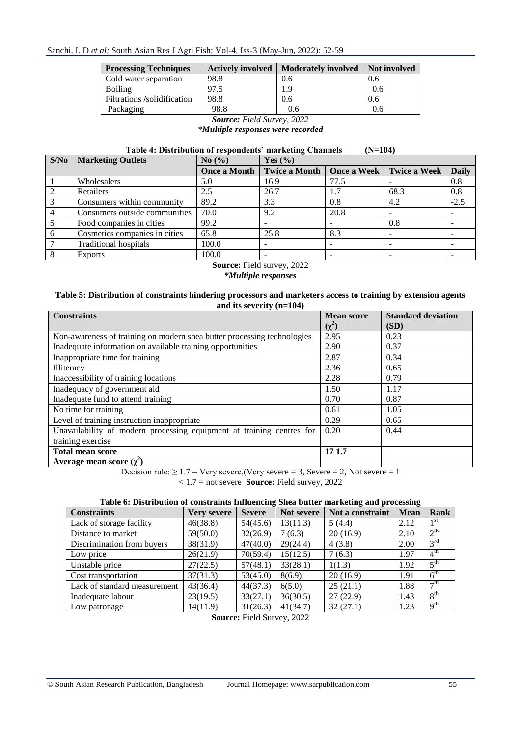| Processing Techniques | Actively involved | Moderately involved | Not involved |
|---|---|---|---|
| Cold water separation | 98.8 | 0.6 | 0.6 |
| Boiling | 97.5 | 1.9 | 0.6 |
| Filtrations /solidification | 98.8 | 0.6 | 0.6 |
| Packaging | 98.8 | 0.6 | 0.6 |

***Source:*** *Field Survey, 2022*
*\*Multiple responses were recorded*

**Table 4: Distribution of respondents' marketing Channels (N=104)**

| S/No | Marketing Outlets | No (%) | Yes (%) | | | |
|---|---|---|---|---|---|---|
| | | Once a Month | Twice a Month | Once a Week | Twice a Week | Daily |
| 1 | Wholesalers | 5.0 | 16.9 | 77.5 | - | 0.8 |
| 2 | Retailers | 2.5 | 26.7 | 1.7 | 68.3 | 0.8 |
| 3 | Consumers within community | 89.2 | 3.3 | 0.8 | 4.2 | -2.5 |
| 4 | Consumers outside communities | 70.0 | 9.2 | 20.8 | - | - |
| 5 | Food companies in cities | 99.2 | - | - | 0.8 | - |
| 6 | Cosmetics companies in cities | 65.8 | 25.8 | 8.3 | - | - |
| 7 | Traditional hospitals | 100.0 | - | - | - | - |
| 8 | Exports | 100.0 | - | - | - | - |

**Source:** Field survey, 2022
***Multiple responses***

**Table 5: Distribution of constraints hindering processors and marketers access to training by extension agents and its severity (n=104)**

| Constraints | Mean score ($\chi^2$) | Standard deviation (SD) |
|---|---|---|
| Non-awareness of training on modern shea butter processing technologies | 2.95 | 0.23 |
| Inadequate information on available training opportunities | 2.90 | 0.37 |
| Inappropriate time for training | 2.87 | 0.34 |
| Illiteracy | 2.36 | 0.65 |
| Inaccessibility of training locations | 2.28 | 0.79 |
| Inadequacy of government aid | 1.50 | 1.17 |
| Inadequate fund to attend training | 0.70 | 0.87 |
| No time for training | 0.61 | 1.05 |
| Level of training instruction inappropriate | 0.29 | 0.65 |
| Unavailability of modern processing equipment at training centres for training exercise | 0.20 | 0.44 |
| **Total mean score** **Average mean score ($\chi^2$)** | **17 1.7** | |

Decision rule: ≥ 1.7 = Very severe,(Very severe = 3, Severe = 2, Not severe = 1
< 1.7 = not severe **Source:** Field survey, 2022

**Table 6: Distribution of constraints Influencing Shea butter marketing and processing**

| Constraints | Very severe | Severe | Not severe | Not a constraint | Mean | Rank |
|---|---|---|---|---|---|---|
| Lack of storage facility | 46(38.8) | 54(45.6) | 13(11.3) | 5 (4.4) | 2.12 | 1st |
| Distance to market | 59(50.0) | 32(26.9) | 7 (6.3) | 20 (16.9) | 2.10 | 2nd |
| Discrimination from buyers | 38(31.9) | 47(40.0) | 29(24.4) | 4 (3.8) | 2.00 | 3rd |
| Low price | 26(21.9) | 70(59.4) | 15(12.5) | 7 (6.3) | 1.97 | 4th |
| Unstable price | 27(22.5) | 57(48.1) | 33(28.1) | 1(1.3) | 1.92 | 5th |
| Cost transportation | 37(31.3) | 53(45.0) | 8(6.9) | 20 (16.9) | 1.91 | 6th |
| Lack of standard measurement | 43(36.4) | 44(37.3) | 6(5.0) | 25 (21.1) | 1.88 | 7th |
| Inadequate labour | 23(19.5) | 33(27.1) | 36(30.5) | 27 (22.9) | 1.43 | 8th |
| Low patronage | 14(11.9) | 31(26.3) | 41(34.7) | 32 (27.1) | 1.23 | 9th |

**Source:** Field Survey, 2022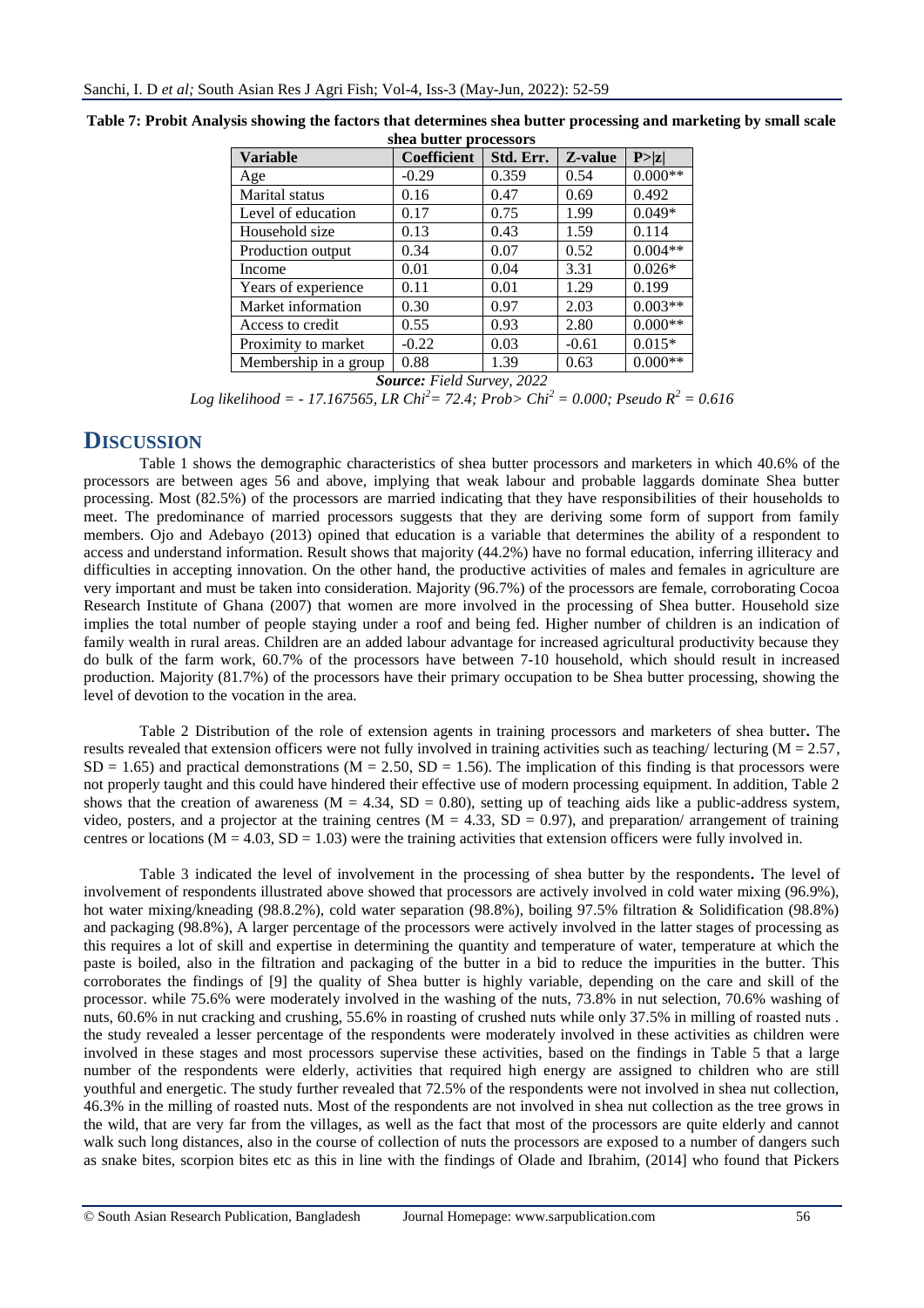**Table 7: Probit Analysis showing the factors that determines shea butter processing and marketing by small scale shea butter processors**

| Variable | Coefficient | Std. Err. | Z-value | P>\|z\| |
|---|---|---|---|---|
| Age | -0.29 | 0.359 | 0.54 | 0.000** |
| Marital status | 0.16 | 0.47 | 0.69 | 0.492 |
| Level of education | 0.17 | 0.75 | 1.99 | 0.049* |
| Household size | 0.13 | 0.43 | 1.59 | 0.114 |
| Production output | 0.34 | 0.07 | 0.52 | 0.004** |
| Income | 0.01 | 0.04 | 3.31 | 0.026* |
| Years of experience | 0.11 | 0.01 | 1.29 | 0.199 |
| Market information | 0.30 | 0.97 | 2.03 | 0.003** |
| Access to credit | 0.55 | 0.93 | 2.80 | 0.000** |
| Proximity to market | -0.22 | 0.03 | -0.61 | 0.015* |
| Membership in a group | 0.88 | 1.39 | 0.63 | 0.000** |

***Source:*** *Field Survey, 2022*

*Log likelihood = - 17.167565, LR $Chi^2$ = 72.4; Prob> $Chi^2$ = 0.000; Pseudo $R^2$ = 0.616*

# DISCUSSION

Table 1 shows the demographic characteristics of shea butter processors and marketers in which 40.6% of the processors are between ages 56 and above, implying that weak labour and probable laggards dominate Shea butter processing. Most (82.5%) of the processors are married indicating that they have responsibilities of their households to meet. The predominance of married processors suggests that they are deriving some form of support from family members. Ojo and Adebayo (2013) opined that education is a variable that determines the ability of a respondent to access and understand information. Result shows that majority (44.2%) have no formal education, inferring illiteracy and difficulties in accepting innovation. On the other hand, the productive activities of males and females in agriculture are very important and must be taken into consideration. Majority (96.7%) of the processors are female, corroborating Cocoa Research Institute of Ghana (2007) that women are more involved in the processing of Shea butter. Household size implies the total number of people staying under a roof and being fed. Higher number of children is an indication of family wealth in rural areas. Children are an added labour advantage for increased agricultural productivity because they do bulk of the farm work, 60.7% of the processors have between 7-10 household, which should result in increased production. Majority (81.7%) of the processors have their primary occupation to be Shea butter processing, showing the level of devotion to the vocation in the area.

Table 2 Distribution of the role of extension agents in training processors and marketers of shea butter**.** The results revealed that extension officers were not fully involved in training activities such as teaching/ lecturing (M = 2.57, SD = 1.65) and practical demonstrations (M = 2.50, SD = 1.56). The implication of this finding is that processors were not properly taught and this could have hindered their effective use of modern processing equipment. In addition, Table 2 shows that the creation of awareness (M = 4.34, SD = 0.80), setting up of teaching aids like a public-address system, video, posters, and a projector at the training centres (M = 4.33, SD = 0.97), and preparation/ arrangement of training centres or locations (M = 4.03, SD = 1.03) were the training activities that extension officers were fully involved in.

Table 3 indicated the level of involvement in the processing of shea butter by the respondents**.** The level of involvement of respondents illustrated above showed that processors are actively involved in cold water mixing (96.9%), hot water mixing/kneading (98.2%), cold water separation (98.8%), boiling 97.5% filtration & Solidification (98.8%) and packaging (98.8%), A larger percentage of the processors were actively involved in the latter stages of processing as this requires a lot of skill and expertise in determining the quantity and temperature of water, temperature at which the paste is boiled, also in the filtration and packaging of the butter in a bid to reduce the impurities in the butter. This corroborates the findings of [9] the quality of Shea butter is highly variable, depending on the care and skill of the processor. while 75.6% were moderately involved in the washing of the nuts, 73.8% in nut selection, 70.6% washing of nuts, 60.6% in nut cracking and crushing, 55.6% in roasting of crushed nuts while only 37.5% in milling of roasted nuts . the study revealed a lesser percentage of the respondents were moderately involved in these activities as children were involved in these stages and most processors supervise these activities, based on the findings in Table 5 that a large number of the respondents were elderly, activities that required high energy are assigned to children who are still youthful and energetic. The study further revealed that 72.5% of the respondents were not involved in shea nut collection, 46.3% in the milling of roasted nuts. Most of the respondents are not involved in shea nut collection as the tree grows in the wild, that are very far from the villages, as well as the fact that most of the processors are quite elderly and cannot walk such long distances, also in the course of collection of nuts the processors are exposed to a number of dangers such as snake bites, scorpion bites etc as this in line with the findings of Olade and Ibrahim, (2014] who found that Pickers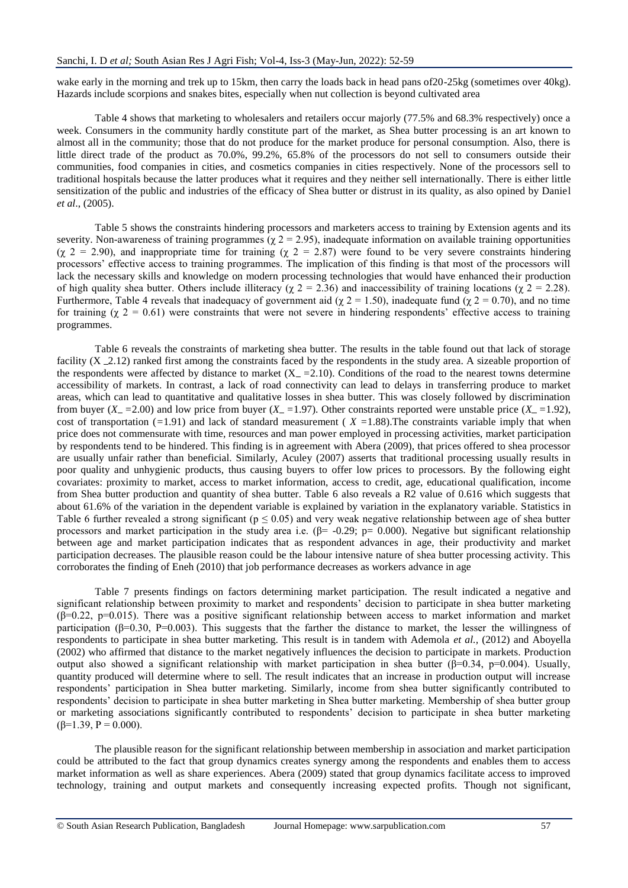wake early in the morning and trek up to 15km, then carry the loads back in head pans of20-25kg (sometimes over 40kg). Hazards include scorpions and snakes bites, especially when nut collection is beyond cultivated area

Table 4 shows that marketing to wholesalers and retailers occur majorly (77.5% and 68.3% respectively) once a week. Consumers in the community hardly constitute part of the market, as Shea butter processing is an art known to almost all in the community; those that do not produce for the market produce for personal consumption. Also, there is little direct trade of the product as 70.0%, 99.2%, 65.8% of the processors do not sell to consumers outside their communities, food companies in cities, and cosmetics companies in cities respectively. None of the processors sell to traditional hospitals because the latter produces what it requires and they neither sell internationally. There is either little sensitization of the public and industries of the efficacy of Shea butter or distrust in its quality, as also opined by Daniel *et al*., (2005).

Table 5 shows the constraints hindering processors and marketers access to training by Extension agents and its severity. Non-awareness of training programmes ($\chi$ 2 = 2.95), inadequate information on available training opportunities ($\chi$ 2 = 2.90), and inappropriate time for training ($\chi$ 2 = 2.87) were found to be very severe constraints hindering processors' effective access to training programmes. The implication of this finding is that most of the processors will lack the necessary skills and knowledge on modern processing technologies that would have enhanced their production of high quality shea butter. Others include illiteracy ($\chi$ 2 = 2.36) and inaccessibility of training locations ($\chi$ 2 = 2.28). Furthermore, Table 4 reveals that inadequacy of government aid ($\chi$ 2 = 1.50), inadequate fund ($\chi$ 2 = 0.70), and no time for training ($\chi$ 2 = 0.61) were constraints that were not severe in hindering respondents' effective access to training programmes.

Table 6 reveals the constraints of marketing shea butter. The results in the table found out that lack of storage facility (X _2.12) ranked first among the constraints faced by the respondents in the study area. A sizeable proportion of the respondents were affected by distance to market (X_ =2.10). Conditions of the road to the nearest towns determine accessibility of markets. In contrast, a lack of road connectivity can lead to delays in transferring produce to market areas, which can lead to quantitative and qualitative losses in shea butter. This was closely followed by discrimination from buyer (*X*_ =2.00) and low price from buyer (*X*_ =1.97). Other constraints reported were unstable price (*X*_ =1.92), cost of transportation (=1.91) and lack of standard measurement ( *X* =1.88).The constraints variable imply that when price does not commensurate with time, resources and man power employed in processing activities, market participation by respondents tend to be hindered. This finding is in agreement with Abera (2009), that prices offered to shea processor are usually unfair rather than beneficial. Similarly, Aculey (2007) asserts that traditional processing usually results in poor quality and unhygienic products, thus causing buyers to offer low prices to processors. By the following eight covariates: proximity to market, access to market information, access to credit, age, educational qualification, income from Shea butter production and quantity of shea butter. Table 6 also reveals a R2 value of 0.616 which suggests that about 61.6% of the variation in the dependent variable is explained by variation in the explanatory variable. Statistics in Table 6 further revealed a strong significant ($p \leq 0.05$) and very weak negative relationship between age of shea butter processors and market participation in the study area i.e. ($\beta$= -0.29; p= 0.000). Negative but significant relationship between age and market participation indicates that as respondent advances in age, their productivity and market participation decreases. The plausible reason could be the labour intensive nature of shea butter processing activity. This corroborates the finding of Eneh (2010) that job performance decreases as workers advance in age

Table 7 presents findings on factors determining market participation. The result indicated a negative and significant relationship between proximity to market and respondents' decision to participate in shea butter marketing ($\beta$=0.22, p=0.015). There was a positive significant relationship between access to market information and market participation ($\beta$=0.30, P=0.003). This suggests that the farther the distance to market, the lesser the willingness of respondents to participate in shea butter marketing. This result is in tandem with Ademola *et al.,* (2012) and Aboyella (2002) who affirmed that distance to the market negatively influences the decision to participate in markets. Production output also showed a significant relationship with market participation in shea butter ($\beta$=0.34, p=0.004). Usually, quantity produced will determine where to sell. The result indicates that an increase in production output will increase respondents' participation in Shea butter marketing. Similarly, income from shea butter significantly contributed to respondents' decision to participate in shea butter marketing in Shea butter marketing. Membership of shea butter group or marketing associations significantly contributed to respondents' decision to participate in shea butter marketing ($\beta$=1.39, P = 0.000).

The plausible reason for the significant relationship between membership in association and market participation could be attributed to the fact that group dynamics creates synergy among the respondents and enables them to access market information as well as share experiences. Abera (2009) stated that group dynamics facilitate access to improved technology, training and output markets and consequently increasing expected profits. Though not significant,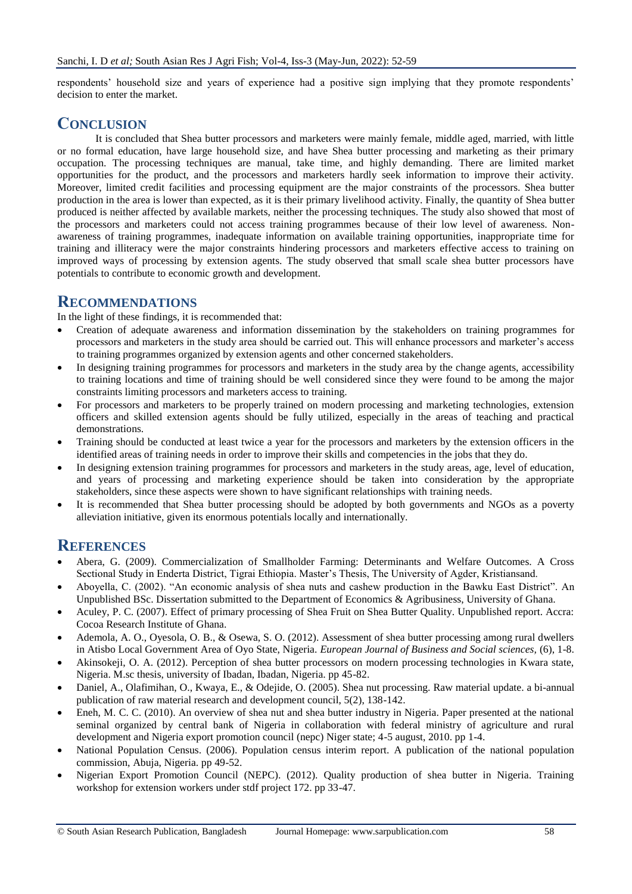respondents' household size and years of experience had a positive sign implying that they promote respondents' decision to enter the market.

## CONCLUSION

It is concluded that Shea butter processors and marketers were mainly female, middle aged, married, with little or no formal education, have large household size, and have Shea butter processing and marketing as their primary occupation. The processing techniques are manual, take time, and highly demanding. There are limited market opportunities for the product, and the processors and marketers hardly seek information to improve their activity. Moreover, limited credit facilities and processing equipment are the major constraints of the processors. Shea butter production in the area is lower than expected, as it is their primary livelihood activity. Finally, the quantity of Shea butter produced is neither affected by available markets, neither the processing techniques. The study also showed that most of the processors and marketers could not access training programmes because of their low level of awareness. Non-awareness of training programmes, inadequate information on available training opportunities, inappropriate time for training and illiteracy were the major constraints hindering processors and marketers effective access to training on improved ways of processing by extension agents. The study observed that small scale shea butter processors have potentials to contribute to economic growth and development.

## RECOMMENDATIONS

In the light of these findings, it is recommended that:

- Creation of adequate awareness and information dissemination by the stakeholders on training programmes for processors and marketers in the study area should be carried out. This will enhance processors and marketer's access to training programmes organized by extension agents and other concerned stakeholders.
- In designing training programmes for processors and marketers in the study area by the change agents, accessibility to training locations and time of training should be well considered since they were found to be among the major constraints limiting processors and marketers access to training.
- For processors and marketers to be properly trained on modern processing and marketing technologies, extension officers and skilled extension agents should be fully utilized, especially in the areas of teaching and practical demonstrations.
- Training should be conducted at least twice a year for the processors and marketers by the extension officers in the identified areas of training needs in order to improve their skills and competencies in the jobs that they do.
- In designing extension training programmes for processors and marketers in the study areas, age, level of education, and years of processing and marketing experience should be taken into consideration by the appropriate stakeholders, since these aspects were shown to have significant relationships with training needs.
- It is recommended that Shea butter processing should be adopted by both governments and NGOs as a poverty alleviation initiative, given its enormous potentials locally and internationally.

## REFERENCES

- Abera, G. (2009). Commercialization of Smallholder Farming: Determinants and Welfare Outcomes. A Cross Sectional Study in Enderta District, Tigrai Ethiopia. Master's Thesis, The University of Agder, Kristiansand.
- Aboyella, C. (2002). "An economic analysis of shea nuts and cashew production in the Bawku East District". An Unpublished BSc. Dissertation submitted to the Department of Economics & Agribusiness, University of Ghana.
- Aculey, P. C. (2007). Effect of primary processing of Shea Fruit on Shea Butter Quality. Unpublished report. Accra: Cocoa Research Institute of Ghana.
- Ademola, A. O., Oyesola, O. B., & Osewa, S. O. (2012). Assessment of shea butter processing among rural dwellers in Atisbo Local Government Area of Oyo State, Nigeria. *European Journal of Business and Social sciences,* (6), 1-8.
- Akinsokeji, O. A. (2012). Perception of shea butter processors on modern processing technologies in Kwara state, Nigeria. M.sc thesis, university of Ibadan, Ibadan, Nigeria. pp 45-82.
- Daniel, A., Olafimihan, O., Kwaya, E., & Odejide, O. (2005). Shea nut processing. Raw material update. a bi-annual publication of raw material research and development council, 5(2), 138-142.
- Eneh, M. C. C. (2010). An overview of shea nut and shea butter industry in Nigeria. Paper presented at the national seminal organized by central bank of Nigeria in collaboration with federal ministry of agriculture and rural development and Nigeria export promotion council (nepc) Niger state; 4-5 august, 2010. pp 1-4.
- National Population Census. (2006). Population census interim report. A publication of the national population commission, Abuja, Nigeria. pp 49-52.
- Nigerian Export Promotion Council (NEPC). (2012). Quality production of shea butter in Nigeria. Training workshop for extension workers under stdf project 172. pp 33-47.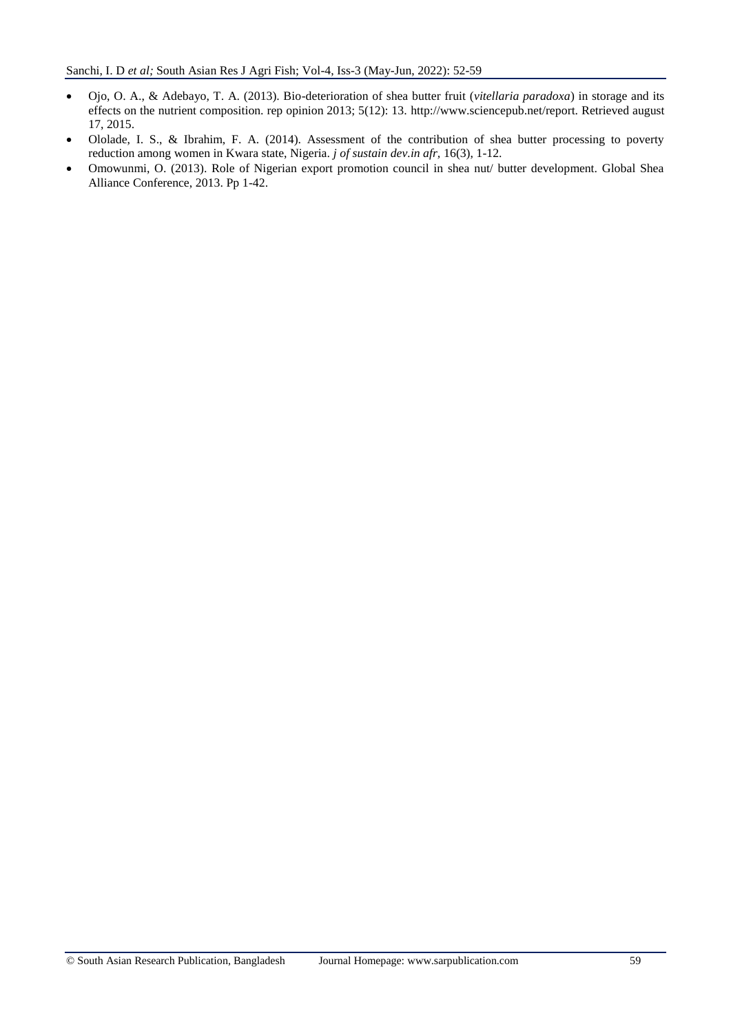- Ojo, O. A., & Adebayo, T. A. (2013). Bio-deterioration of shea butter fruit (*vitellaria paradoxa*) in storage and its effects on the nutrient composition. rep opinion 2013; 5(12): 13. http://www.sciencepub.net/report. Retrieved august 17, 2015.
- Ololade, I. S., & Ibrahim, F. A. (2014). Assessment of the contribution of shea butter processing to poverty reduction among women in Kwara state, Nigeria. *j of sustain dev.in afr,* 16(3), 1-12.
- Omowunmi, O. (2013). Role of Nigerian export promotion council in shea nut/ butter development. Global Shea Alliance Conference, 2013. Pp 1-42.